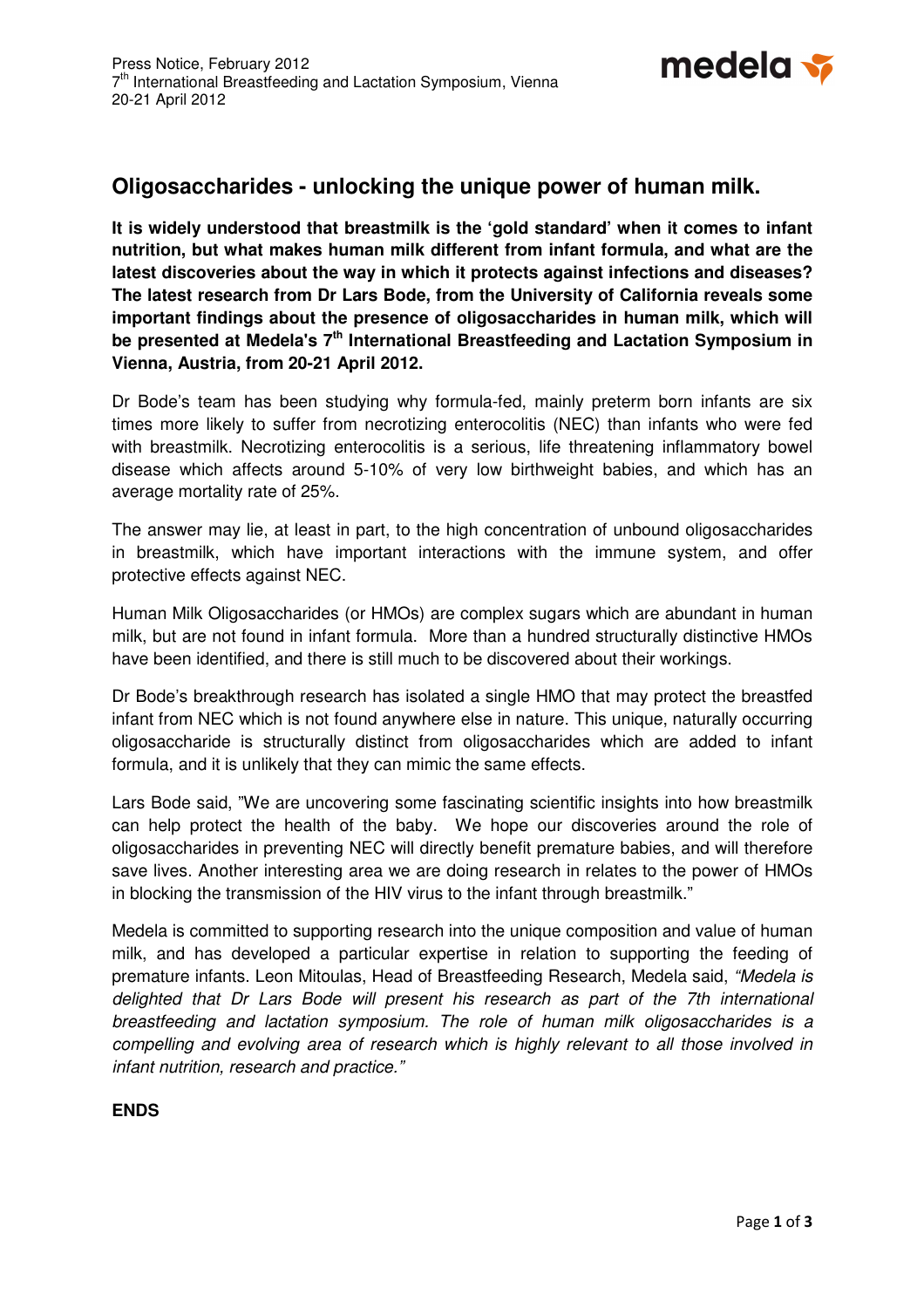Press Notice, February 2012
7th International Breastfeeding and Lactation Symposium, Vienna
20-21 April 2012

# Oligosaccharides - unlocking the unique power of human milk.

**It is widely understood that breastmilk is the 'gold standard' when it comes to infant nutrition, but what makes human milk different from infant formula, and what are the latest discoveries about the way in which it protects against infections and diseases? The latest research from Dr Lars Bode, from the University of California reveals some important findings about the presence of oligosaccharides in human milk, which will be presented at Medela's 7th International Breastfeeding and Lactation Symposium in Vienna, Austria, from 20-21 April 2012.**

Dr Bode's team has been studying why formula-fed, mainly preterm born infants are six times more likely to suffer from necrotizing enterocolitis (NEC) than infants who were fed with breastmilk. Necrotizing enterocolitis is a serious, life threatening inflammatory bowel disease which affects around 5-10% of very low birthweight babies, and which has an average mortality rate of 25%.

The answer may lie, at least in part, to the high concentration of unbound oligosaccharides in breastmilk, which have important interactions with the immune system, and offer protective effects against NEC.

Human Milk Oligosaccharides (or HMOs) are complex sugars which are abundant in human milk, but are not found in infant formula. More than a hundred structurally distinctive HMOs have been identified, and there is still much to be discovered about their workings.

Dr Bode's breakthrough research has isolated a single HMO that may protect the breastfed infant from NEC which is not found anywhere else in nature. This unique, naturally occurring oligosaccharide is structurally distinct from oligosaccharides which are added to infant formula, and it is unlikely that they can mimic the same effects.

Lars Bode said, "We are uncovering some fascinating scientific insights into how breastmilk can help protect the health of the baby. We hope our discoveries around the role of oligosaccharides in preventing NEC will directly benefit premature babies, and will therefore save lives. Another interesting area we are doing research in relates to the power of HMOs in blocking the transmission of the HIV virus to the infant through breastmilk."

Medela is committed to supporting research into the unique composition and value of human milk, and has developed a particular expertise in relation to supporting the feeding of premature infants. Leon Mitoulas, Head of Breastfeeding Research, Medela said, *"Medela is delighted that Dr Lars Bode will present his research as part of the 7th international breastfeeding and lactation symposium. The role of human milk oligosaccharides is a compelling and evolving area of research which is highly relevant to all those involved in infant nutrition, research and practice."*

**ENDS**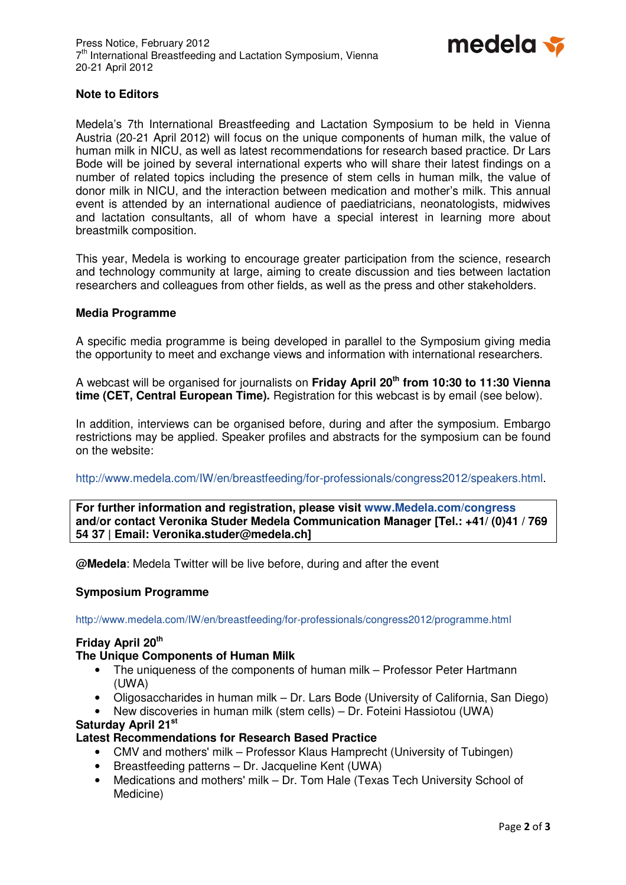Press Notice, February 2012
7th International Breastfeeding and Lactation Symposium, Vienna
20-21 April 2012

**Note to Editors**

Medela's 7th International Breastfeeding and Lactation Symposium to be held in Vienna Austria (20-21 April 2012) will focus on the unique components of human milk, the value of human milk in NICU, as well as latest recommendations for research based practice. Dr Lars Bode will be joined by several international experts who will share their latest findings on a number of related topics including the presence of stem cells in human milk, the value of donor milk in NICU, and the interaction between medication and mother's milk. This annual event is attended by an international audience of paediatricians, neonatologists, midwives and lactation consultants, all of whom have a special interest in learning more about breastmilk composition.

This year, Medela is working to encourage greater participation from the science, research and technology community at large, aiming to create discussion and ties between lactation researchers and colleagues from other fields, as well as the press and other stakeholders.

**Media Programme**

A specific media programme is being developed in parallel to the Symposium giving media the opportunity to meet and exchange views and information with international researchers.

A webcast will be organised for journalists on **Friday April 20th from 10:30 to 11:30 Vienna time (CET, Central European Time).** Registration for this webcast is by email (see below).

In addition, interviews can be organised before, during and after the symposium. Embargo restrictions may be applied. Speaker profiles and abstracts for the symposium can be found on the website:

http://www.medela.com/IW/en/breastfeeding/for-professionals/congress2012/speakers.html.

**For further information and registration, please visit www.Medela.com/congress and/or contact Veronika Studer Medela Communication Manager [Tel.: +41/ (0)41 / 769 54 37 | Email: Veronika.studer@medela.ch]**

**@Medela**: Medela Twitter will be live before, during and after the event

**Symposium Programme**

http://www.medela.com/IW/en/breastfeeding/for-professionals/congress2012/programme.html

**Friday April 20th**
**The Unique Components of Human Milk**

- The uniqueness of the components of human milk – Professor Peter Hartmann (UWA)
- Oligosaccharides in human milk – Dr. Lars Bode (University of California, San Diego)
- New discoveries in human milk (stem cells) – Dr. Foteini Hassiotou (UWA)

**Saturday April 21st**
**Latest Recommendations for Research Based Practice**

- CMV and mothers' milk – Professor Klaus Hamprecht (University of Tubingen)
- Breastfeeding patterns – Dr. Jacqueline Kent (UWA)
- Medications and mothers' milk – Dr. Tom Hale (Texas Tech University School of Medicine)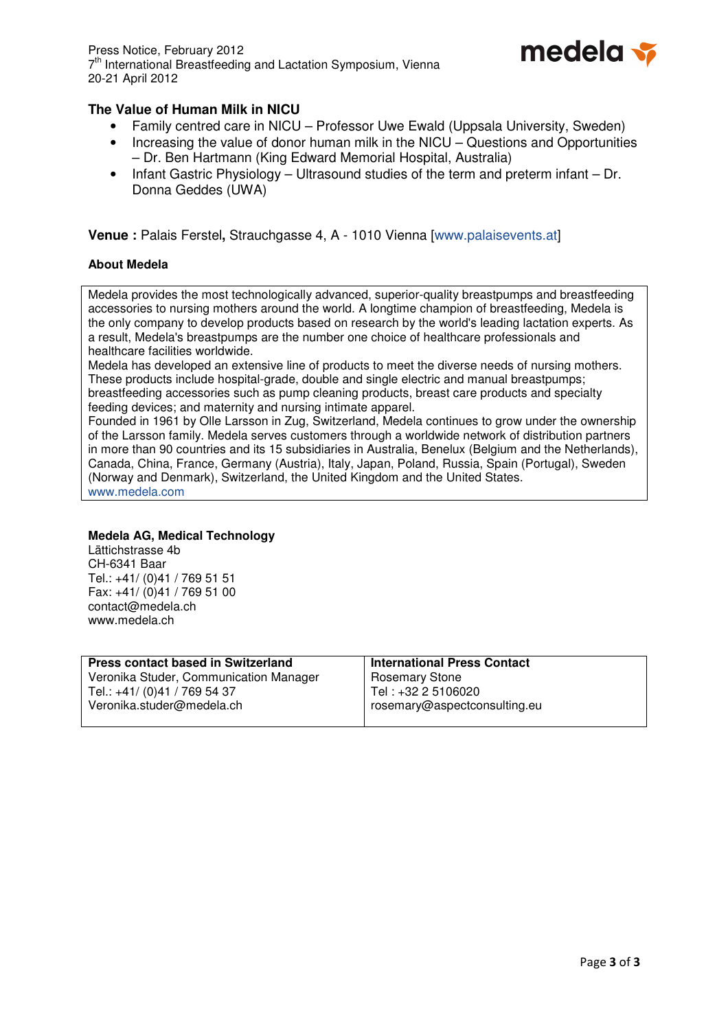Press Notice, February 2012
7th International Breastfeeding and Lactation Symposium, Vienna
20-21 April 2012

## The Value of Human Milk in NICU

- Family centred care in NICU – Professor Uwe Ewald (Uppsala University, Sweden)
- Increasing the value of donor human milk in the NICU – Questions and Opportunities – Dr. Ben Hartmann (King Edward Memorial Hospital, Australia)
- Infant Gastric Physiology – Ultrasound studies of the term and preterm infant – Dr. Donna Geddes (UWA)

**Venue :** Palais Ferstel**,** Strauchgasse 4, A - 1010 Vienna [www.palaisevents.at]

### About Medela

Medela provides the most technologically advanced, superior-quality breastpumps and breastfeeding accessories to nursing mothers around the world. A longtime champion of breastfeeding, Medela is the only company to develop products based on research by the world's leading lactation experts. As a result, Medela's breastpumps are the number one choice of healthcare professionals and healthcare facilities worldwide.
Medela has developed an extensive line of products to meet the diverse needs of nursing mothers. These products include hospital-grade, double and single electric and manual breastpumps; breastfeeding accessories such as pump cleaning products, breast care products and specialty feeding devices; and maternity and nursing intimate apparel.
Founded in 1961 by Olle Larsson in Zug, Switzerland, Medela continues to grow under the ownership of the Larsson family. Medela serves customers through a worldwide network of distribution partners in more than 90 countries and its 15 subsidiaries in Australia, Benelux (Belgium and the Netherlands), Canada, China, France, Germany (Austria), Italy, Japan, Poland, Russia, Spain (Portugal), Sweden (Norway and Denmark), Switzerland, the United Kingdom and the United States.
www.medela.com

**Medela AG, Medical Technology**
Lättichstrasse 4b
CH-6341 Baar
Tel.: +41/ (0)41 / 769 51 51
Fax: +41/ (0)41 / 769 51 00
contact@medela.ch
www.medela.ch

| **Press contact based in Switzerland** | **International Press Contact** |
|---|---|
| Veronika Studer, Communication Manager<br>Tel.: +41/ (0)41 / 769 54 37<br>Veronika.studer@medela.ch | Rosemary Stone<br>Tel : +32 2 5106020<br>rosemary@aspectconsulting.eu |